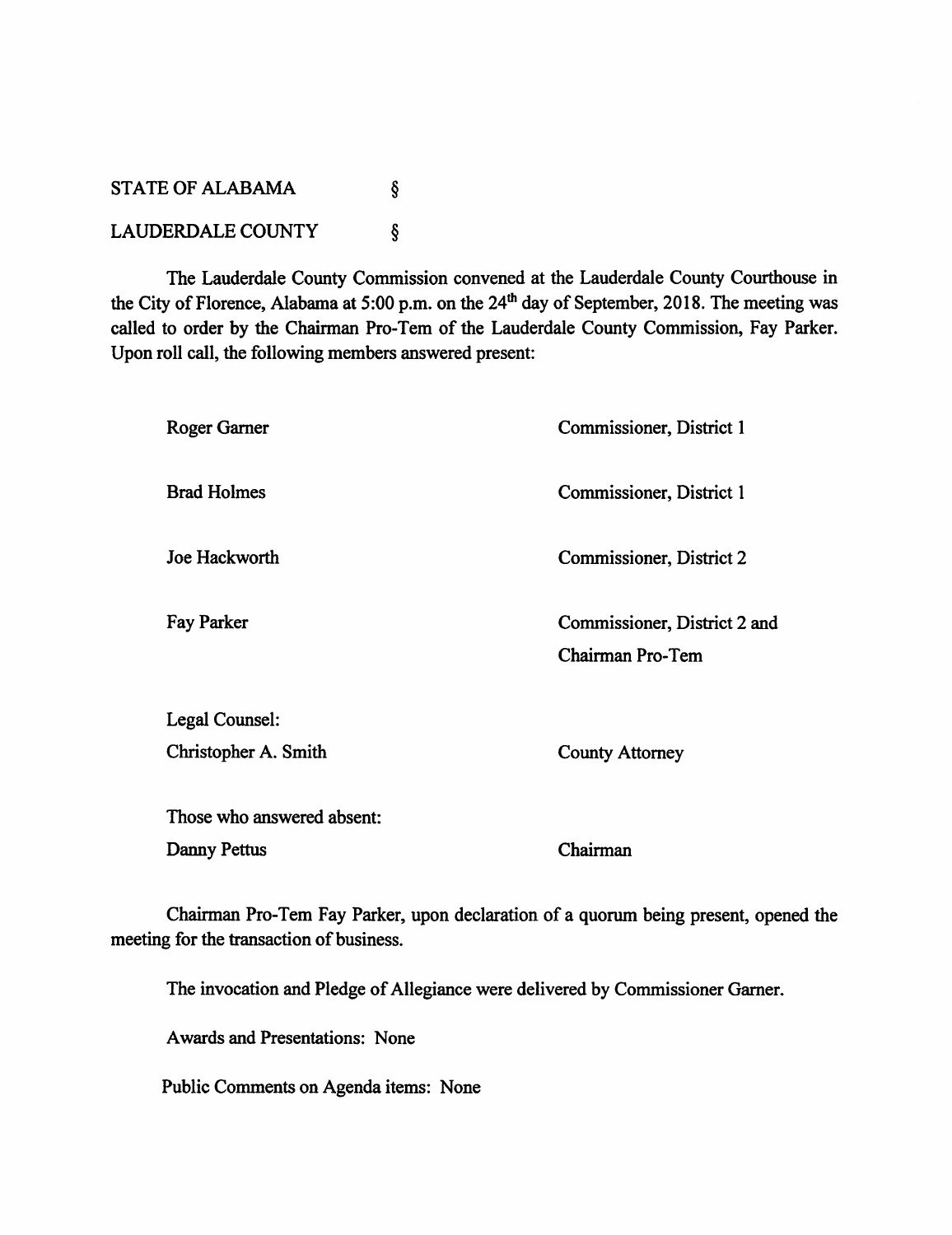STATE OF ALABAMA §

LAUDERDALE COUNTY §

The Lauderdale County Commission convened at the Lauderdale County Courthouse in the City of Florence, Alabama at 5:00 p.m. on the 24th day of September, 2018. The meeting was called to order by the Chairman Pro-Tem of the Lauderdale County Commission, Fay Parker. Upon roll call, the following members answered present:

| | |
|---|---|
| Roger Garner | Commissioner, District 1 |
| Brad Holmes | Commissioner, District 1 |
| Joe Hackworth | Commissioner, District 2 |
| Fay Parker | Commissioner, District 2 and Chairman Pro-Tem |

Legal Counsel:
Christopher A. Smith — County Attorney

Those who answered absent:
Danny Pettus — Chairman

Chairman Pro-Tem Fay Parker, upon declaration of a quorum being present, opened the meeting for the transaction of business.

The invocation and Pledge of Allegiance were delivered by Commissioner Garner.

Awards and Presentations: None

Public Comments on Agenda items: None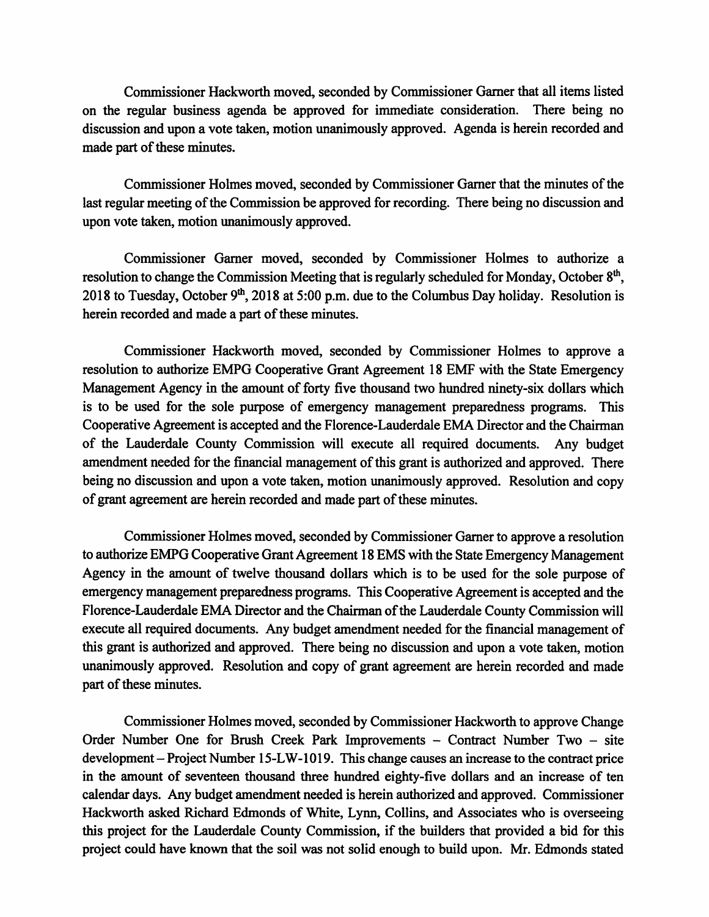Commissioner Hackworth moved, seconded by Commissioner Garner that all items listed on the regular business agenda be approved for immediate consideration. There being no discussion and upon a vote taken, motion unanimously approved. Agenda is herein recorded and made part of these minutes.

Commissioner Holmes moved, seconded by Commissioner Garner that the minutes of the last regular meeting of the Commission be approved for recording. There being no discussion and upon vote taken, motion unanimously approved.

Commissioner Garner moved, seconded by Commissioner Holmes to authorize a resolution to change the Commission Meeting that is regularly scheduled for Monday, October 8th, 2018 to Tuesday, October 9th, 2018 at 5:00 p.m. due to the Columbus Day holiday. Resolution is herein recorded and made a part of these minutes.

Commissioner Hackworth moved, seconded by Commissioner Holmes to approve a resolution to authorize EMPG Cooperative Grant Agreement 18 EMF with the State Emergency Management Agency in the amount of forty five thousand two hundred ninety-six dollars which is to be used for the sole purpose of emergency management preparedness programs. This Cooperative Agreement is accepted and the Florence-Lauderdale EMA Director and the Chairman of the Lauderdale County Commission will execute all required documents. Any budget amendment needed for the financial management of this grant is authorized and approved. There being no discussion and upon a vote taken, motion unanimously approved. Resolution and copy of grant agreement are herein recorded and made part of these minutes.

Commissioner Holmes moved, seconded by Commissioner Garner to approve a resolution to authorize EMPG Cooperative Grant Agreement 18 EMS with the State Emergency Management Agency in the amount of twelve thousand dollars which is to be used for the sole purpose of emergency management preparedness programs. This Cooperative Agreement is accepted and the Florence-Lauderdale EMA Director and the Chairman of the Lauderdale County Commission will execute all required documents. Any budget amendment needed for the financial management of this grant is authorized and approved. There being no discussion and upon a vote taken, motion unanimously approved. Resolution and copy of grant agreement are herein recorded and made part of these minutes.

Commissioner Holmes moved, seconded by Commissioner Hackworth to approve Change Order Number One for Brush Creek Park Improvements – Contract Number Two – site development – Project Number 15-LW-1019. This change causes an increase to the contract price in the amount of seventeen thousand three hundred eighty-five dollars and an increase of ten calendar days. Any budget amendment needed is herein authorized and approved. Commissioner Hackworth asked Richard Edmonds of White, Lynn, Collins, and Associates who is overseeing this project for the Lauderdale County Commission, if the builders that provided a bid for this project could have known that the soil was not solid enough to build upon. Mr. Edmonds stated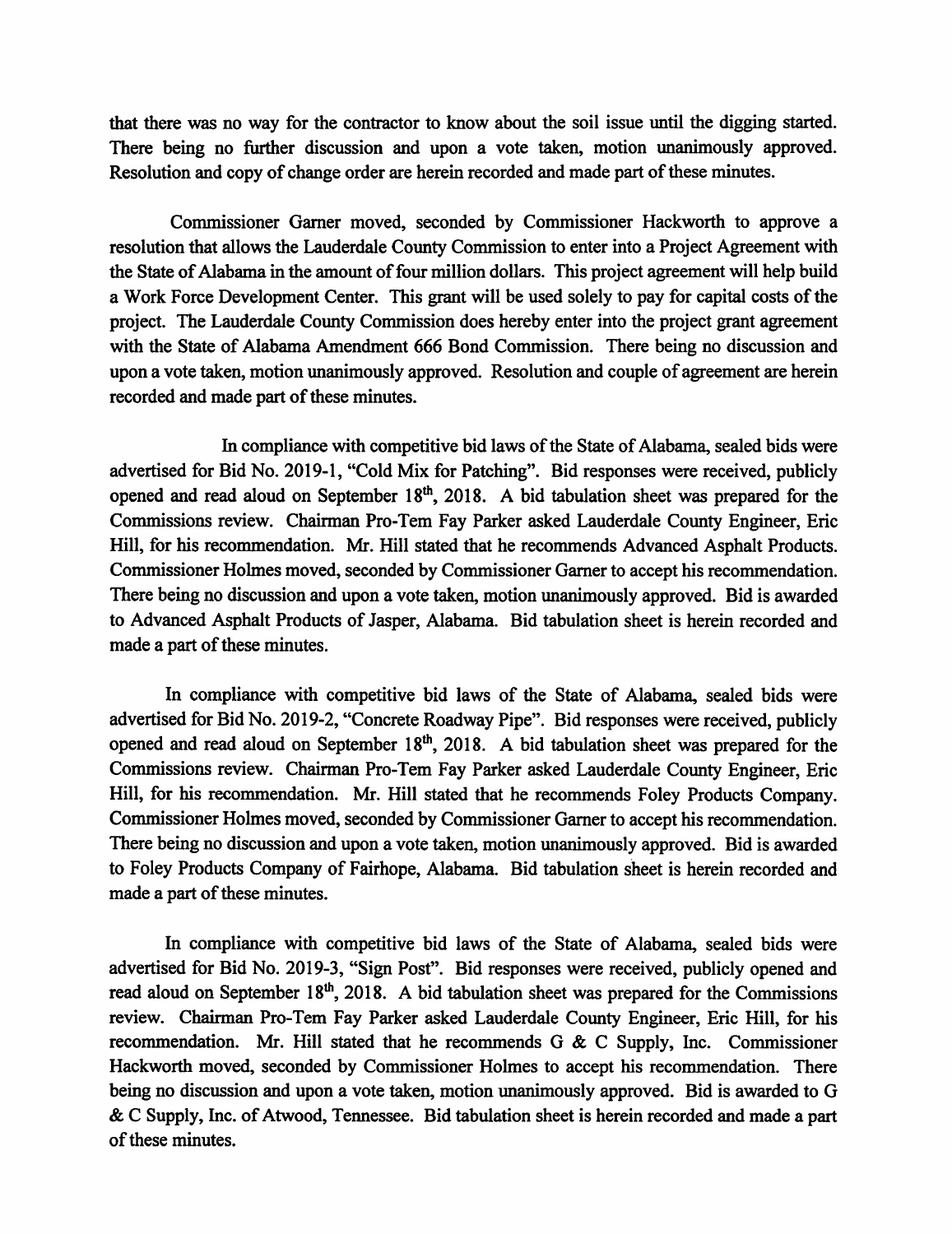that there was no way for the contractor to know about the soil issue until the digging started. There being no further discussion and upon a vote taken, motion unanimously approved. Resolution and copy of change order are herein recorded and made part of these minutes.

Commissioner Garner moved, seconded by Commissioner Hackworth to approve a resolution that allows the Lauderdale County Commission to enter into a Project Agreement with the State of Alabama in the amount of four million dollars. This project agreement will help build a Work Force Development Center. This grant will be used solely to pay for capital costs of the project. The Lauderdale County Commission does hereby enter into the project grant agreement with the State of Alabama Amendment 666 Bond Commission. There being no discussion and upon a vote taken, motion unanimously approved. Resolution and couple of agreement are herein recorded and made part of these minutes.

In compliance with competitive bid laws of the State of Alabama, sealed bids were advertised for Bid No. 2019-1, "Cold Mix for Patching". Bid responses were received, publicly opened and read aloud on September 18th, 2018. A bid tabulation sheet was prepared for the Commissions review. Chairman Pro-Tem Fay Parker asked Lauderdale County Engineer, Eric Hill, for his recommendation. Mr. Hill stated that he recommends Advanced Asphalt Products. Commissioner Holmes moved, seconded by Commissioner Garner to accept his recommendation. There being no discussion and upon a vote taken, motion unanimously approved. Bid is awarded to Advanced Asphalt Products of Jasper, Alabama. Bid tabulation sheet is herein recorded and made a part of these minutes.

In compliance with competitive bid laws of the State of Alabama, sealed bids were advertised for Bid No. 2019-2, "Concrete Roadway Pipe". Bid responses were received, publicly opened and read aloud on September 18th, 2018. A bid tabulation sheet was prepared for the Commissions review. Chairman Pro-Tem Fay Parker asked Lauderdale County Engineer, Eric Hill, for his recommendation. Mr. Hill stated that he recommends Foley Products Company. Commissioner Holmes moved, seconded by Commissioner Garner to accept his recommendation. There being no discussion and upon a vote taken, motion unanimously approved. Bid is awarded to Foley Products Company of Fairhope, Alabama. Bid tabulation sheet is herein recorded and made a part of these minutes.

In compliance with competitive bid laws of the State of Alabama, sealed bids were advertised for Bid No. 2019-3, "Sign Post". Bid responses were received, publicly opened and read aloud on September 18th, 2018. A bid tabulation sheet was prepared for the Commissions review. Chairman Pro-Tem Fay Parker asked Lauderdale County Engineer, Eric Hill, for his recommendation. Mr. Hill stated that he recommends G & C Supply, Inc. Commissioner Hackworth moved, seconded by Commissioner Holmes to accept his recommendation. There being no discussion and upon a vote taken, motion unanimously approved. Bid is awarded to G & C Supply, Inc. of Atwood, Tennessee. Bid tabulation sheet is herein recorded and made a part of these minutes.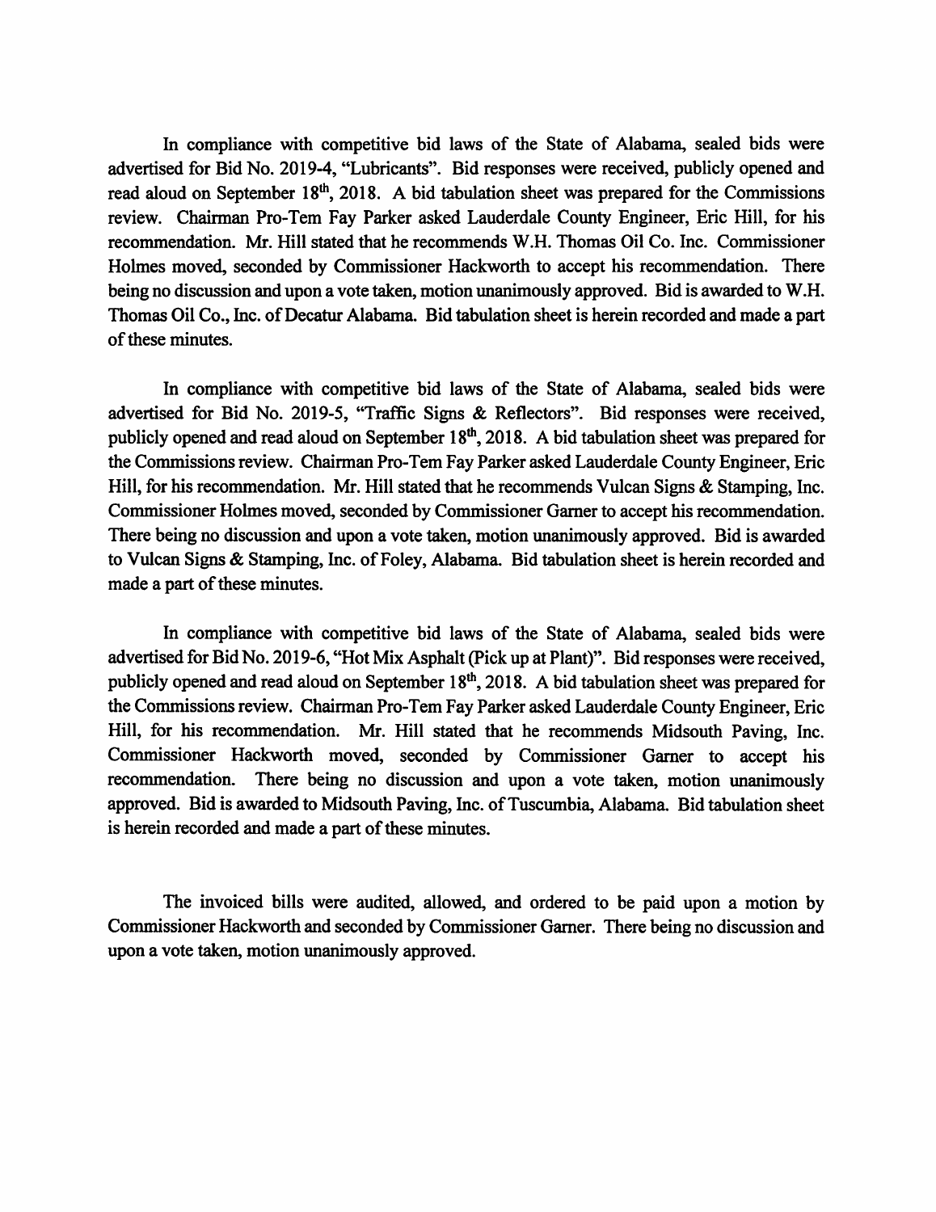In compliance with competitive bid laws of the State of Alabama, sealed bids were advertised for Bid No. 2019-4, "Lubricants". Bid responses were received, publicly opened and read aloud on September 18th, 2018. A bid tabulation sheet was prepared for the Commissions review. Chairman Pro-Tem Fay Parker asked Lauderdale County Engineer, Eric Hill, for his recommendation. Mr. Hill stated that he recommends W.H. Thomas Oil Co. Inc. Commissioner Holmes moved, seconded by Commissioner Hackworth to accept his recommendation. There being no discussion and upon a vote taken, motion unanimously approved. Bid is awarded to W.H. Thomas Oil Co., Inc. of Decatur Alabama. Bid tabulation sheet is herein recorded and made a part of these minutes.

In compliance with competitive bid laws of the State of Alabama, sealed bids were advertised for Bid No. 2019-5, "Traffic Signs & Reflectors". Bid responses were received, publicly opened and read aloud on September 18th, 2018. A bid tabulation sheet was prepared for the Commissions review. Chairman Pro-Tem Fay Parker asked Lauderdale County Engineer, Eric Hill, for his recommendation. Mr. Hill stated that he recommends Vulcan Signs & Stamping, Inc. Commissioner Holmes moved, seconded by Commissioner Garner to accept his recommendation. There being no discussion and upon a vote taken, motion unanimously approved. Bid is awarded to Vulcan Signs & Stamping, Inc. of Foley, Alabama. Bid tabulation sheet is herein recorded and made a part of these minutes.

In compliance with competitive bid laws of the State of Alabama, sealed bids were advertised for Bid No. 2019-6, "Hot Mix Asphalt (Pick up at Plant)". Bid responses were received, publicly opened and read aloud on September 18th, 2018. A bid tabulation sheet was prepared for the Commissions review. Chairman Pro-Tem Fay Parker asked Lauderdale County Engineer, Eric Hill, for his recommendation. Mr. Hill stated that he recommends Midsouth Paving, Inc. Commissioner Hackworth moved, seconded by Commissioner Garner to accept his recommendation. There being no discussion and upon a vote taken, motion unanimously approved. Bid is awarded to Midsouth Paving, Inc. of Tuscumbia, Alabama. Bid tabulation sheet is herein recorded and made a part of these minutes.

The invoiced bills were audited, allowed, and ordered to be paid upon a motion by Commissioner Hackworth and seconded by Commissioner Garner. There being no discussion and upon a vote taken, motion unanimously approved.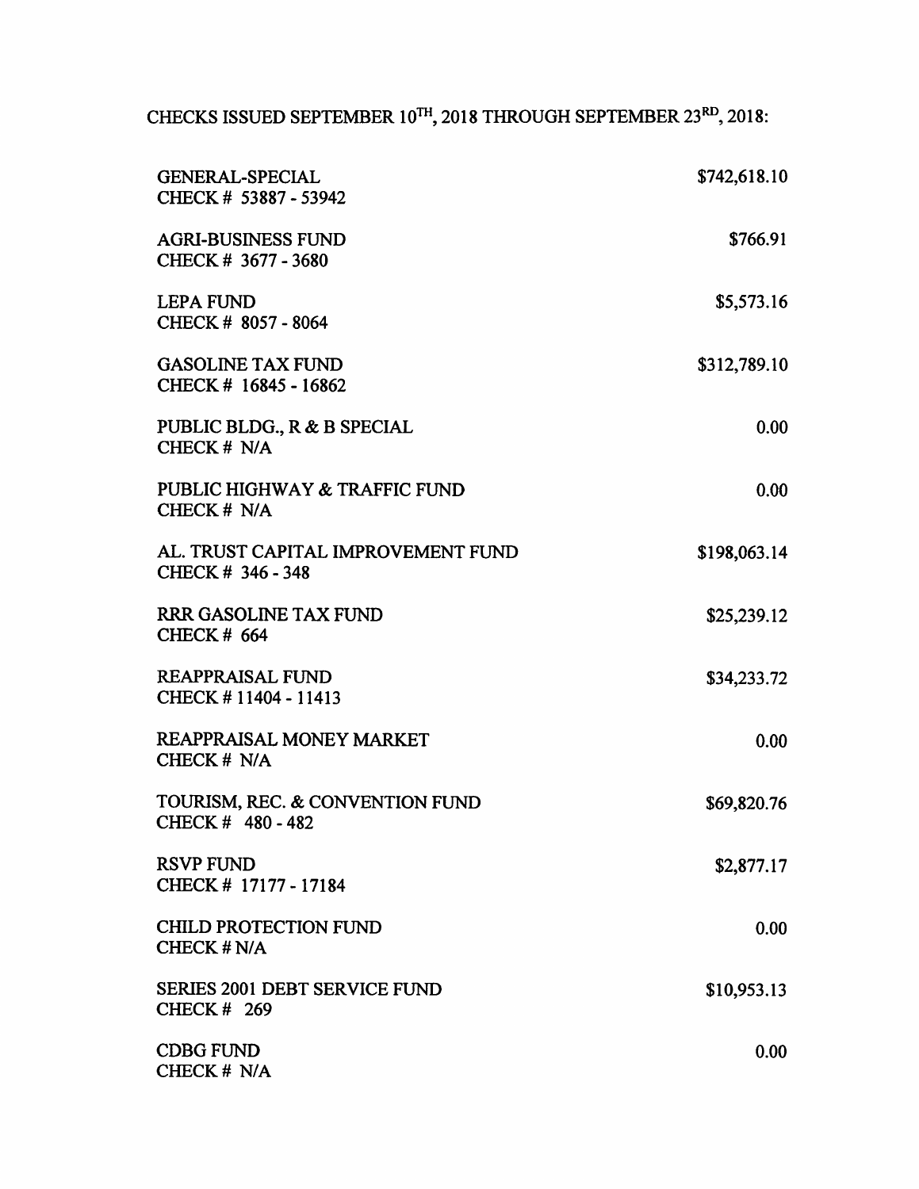CHECKS ISSUED SEPTEMBER 10TH, 2018 THROUGH SEPTEMBER 23RD, 2018:

| | |
|---|---|
| GENERAL-SPECIAL<br>CHECK # 53887 - 53942 | $742,618.10 |
| AGRI-BUSINESS FUND<br>CHECK # 3677 - 3680 | $766.91 |
| LEPA FUND<br>CHECK # 8057 - 8064 | $5,573.16 |
| GASOLINE TAX FUND<br>CHECK # 16845 - 16862 | $312,789.10 |
| PUBLIC BLDG., R & B SPECIAL<br>CHECK # N/A | 0.00 |
| PUBLIC HIGHWAY & TRAFFIC FUND<br>CHECK # N/A | 0.00 |
| AL. TRUST CAPITAL IMPROVEMENT FUND<br>CHECK # 346 - 348 | $198,063.14 |
| RRR GASOLINE TAX FUND<br>CHECK # 664 | $25,239.12 |
| REAPPRAISAL FUND<br>CHECK # 11404 - 11413 | $34,233.72 |
| REAPPRAISAL MONEY MARKET<br>CHECK # N/A | 0.00 |
| TOURISM, REC. & CONVENTION FUND<br>CHECK # 480 - 482 | $69,820.76 |
| RSVP FUND<br>CHECK # 17177 - 17184 | $2,877.17 |
| CHILD PROTECTION FUND<br>CHECK # N/A | 0.00 |
| SERIES 2001 DEBT SERVICE FUND<br>CHECK # 269 | $10,953.13 |
| CDBG FUND<br>CHECK # N/A | 0.00 |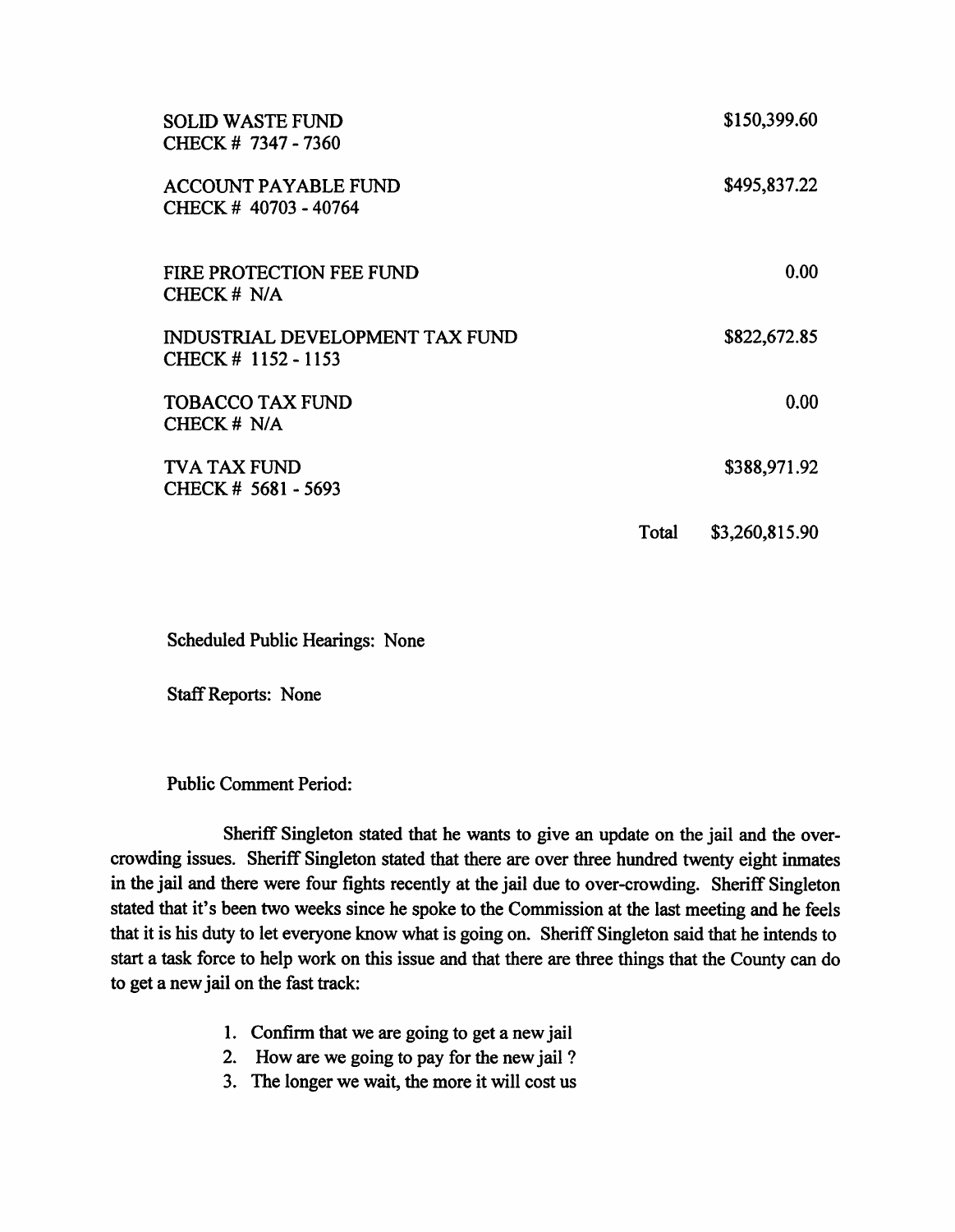| | | |
|---|---|---|
| SOLID WASTE FUND<br>CHECK # 7347 - 7360 | | $150,399.60 |
| ACCOUNT PAYABLE FUND<br>CHECK # 40703 - 40764 | | $495,837.22 |
| FIRE PROTECTION FEE FUND<br>CHECK # N/A | | 0.00 |
| INDUSTRIAL DEVELOPMENT TAX FUND<br>CHECK # 1152 - 1153 | | $822,672.85 |
| TOBACCO TAX FUND<br>CHECK # N/A | | 0.00 |
| TVA TAX FUND<br>CHECK # 5681 - 5693 | | $388,971.92 |
| | Total | $3,260,815.90 |

Scheduled Public Hearings: None

Staff Reports: None

Public Comment Period:

Sheriff Singleton stated that he wants to give an update on the jail and the over-crowding issues. Sheriff Singleton stated that there are over three hundred twenty eight inmates in the jail and there were four fights recently at the jail due to over-crowding. Sheriff Singleton stated that it's been two weeks since he spoke to the Commission at the last meeting and he feels that it is his duty to let everyone know what is going on. Sheriff Singleton said that he intends to start a task force to help work on this issue and that there are three things that the County can do to get a new jail on the fast track:

1. Confirm that we are going to get a new jail
2. How are we going to pay for the new jail ?
3. The longer we wait, the more it will cost us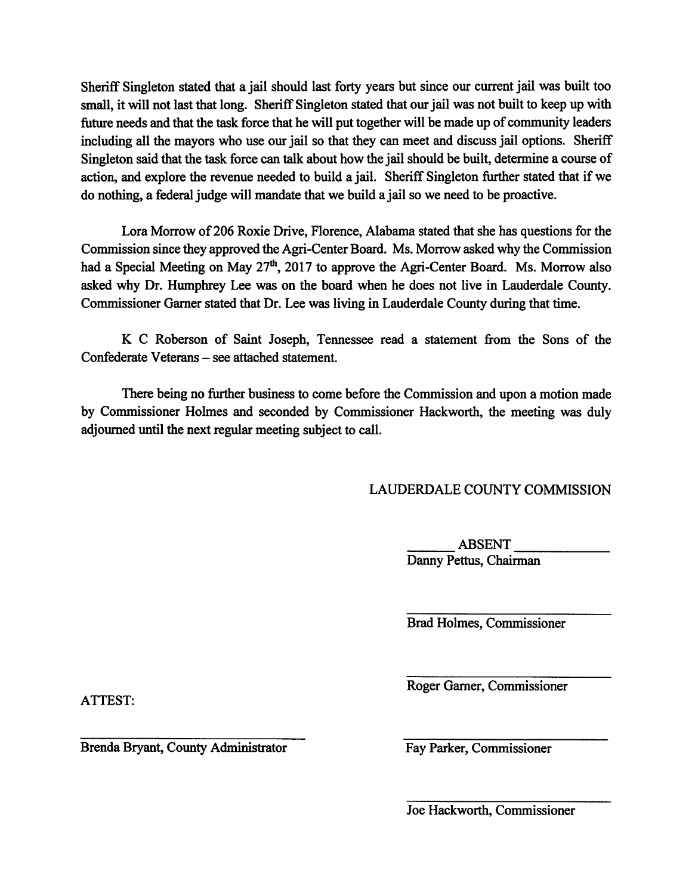Sheriff Singleton stated that a jail should last forty years but since our current jail was built too small, it will not last that long. Sheriff Singleton stated that our jail was not built to keep up with future needs and that the task force that he will put together will be made up of community leaders including all the mayors who use our jail so that they can meet and discuss jail options. Sheriff Singleton said that the task force can talk about how the jail should be built, determine a course of action, and explore the revenue needed to build a jail. Sheriff Singleton further stated that if we do nothing, a federal judge will mandate that we build a jail so we need to be proactive.

Lora Morrow of 206 Roxie Drive, Florence, Alabama stated that she has questions for the Commission since they approved the Agri-Center Board. Ms. Morrow asked why the Commission had a Special Meeting on May 27th, 2017 to approve the Agri-Center Board. Ms. Morrow also asked why Dr. Humphrey Lee was on the board when he does not live in Lauderdale County. Commissioner Garner stated that Dr. Lee was living in Lauderdale County during that time.

K C Roberson of Saint Joseph, Tennessee read a statement from the Sons of the Confederate Veterans – see attached statement.

There being no further business to come before the Commission and upon a motion made by Commissioner Holmes and seconded by Commissioner Hackworth, the meeting was duly adjourned until the next regular meeting subject to call.

LAUDERDALE COUNTY COMMISSION

_______ ABSENT _____________
Danny Pettus, Chairman

______________________________
Brad Holmes, Commissioner

______________________________
Roger Garner, Commissioner

ATTEST:

______________________________
Brenda Bryant, County Administrator

______________________________
Fay Parker, Commissioner

______________________________
Joe Hackworth, Commissioner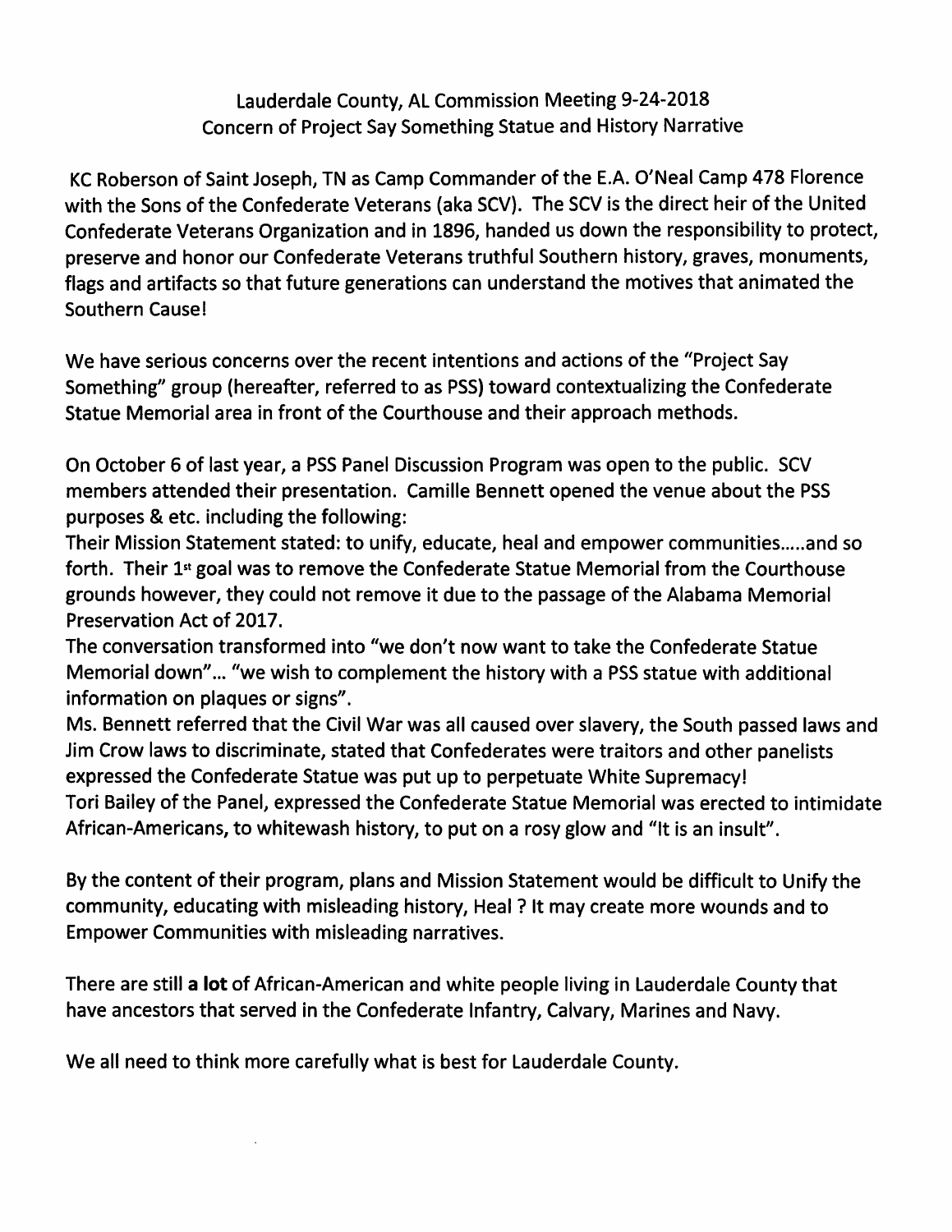Lauderdale County, AL Commission Meeting 9-24-2018
Concern of Project Say Something Statue and History Narrative

KC Roberson of Saint Joseph, TN as Camp Commander of the E.A. O'Neal Camp 478 Florence with the Sons of the Confederate Veterans (aka SCV). The SCV is the direct heir of the United Confederate Veterans Organization and in 1896, handed us down the responsibility to protect, preserve and honor our Confederate Veterans truthful Southern history, graves, monuments, flags and artifacts so that future generations can understand the motives that animated the Southern Cause!

We have serious concerns over the recent intentions and actions of the "Project Say Something" group (hereafter, referred to as PSS) toward contextualizing the Confederate Statue Memorial area in front of the Courthouse and their approach methods.

On October 6 of last year, a PSS Panel Discussion Program was open to the public. SCV members attended their presentation. Camille Bennett opened the venue about the PSS purposes & etc. including the following:
Their Mission Statement stated: to unify, educate, heal and empower communities.....and so forth. Their 1st goal was to remove the Confederate Statue Memorial from the Courthouse grounds however, they could not remove it due to the passage of the Alabama Memorial Preservation Act of 2017.
The conversation transformed into "we don't now want to take the Confederate Statue Memorial down"... "we wish to complement the history with a PSS statue with additional information on plaques or signs".
Ms. Bennett referred that the Civil War was all caused over slavery, the South passed laws and Jim Crow laws to discriminate, stated that Confederates were traitors and other panelists expressed the Confederate Statue was put up to perpetuate White Supremacy!
Tori Bailey of the Panel, expressed the Confederate Statue Memorial was erected to intimidate African-Americans, to whitewash history, to put on a rosy glow and "It is an insult".

By the content of their program, plans and Mission Statement would be difficult to Unify the community, educating with misleading history, Heal ? It may create more wounds and to Empower Communities with misleading narratives.

There are still **a lot** of African-American and white people living in Lauderdale County that have ancestors that served in the Confederate Infantry, Calvary, Marines and Navy.

We all need to think more carefully what is best for Lauderdale County.